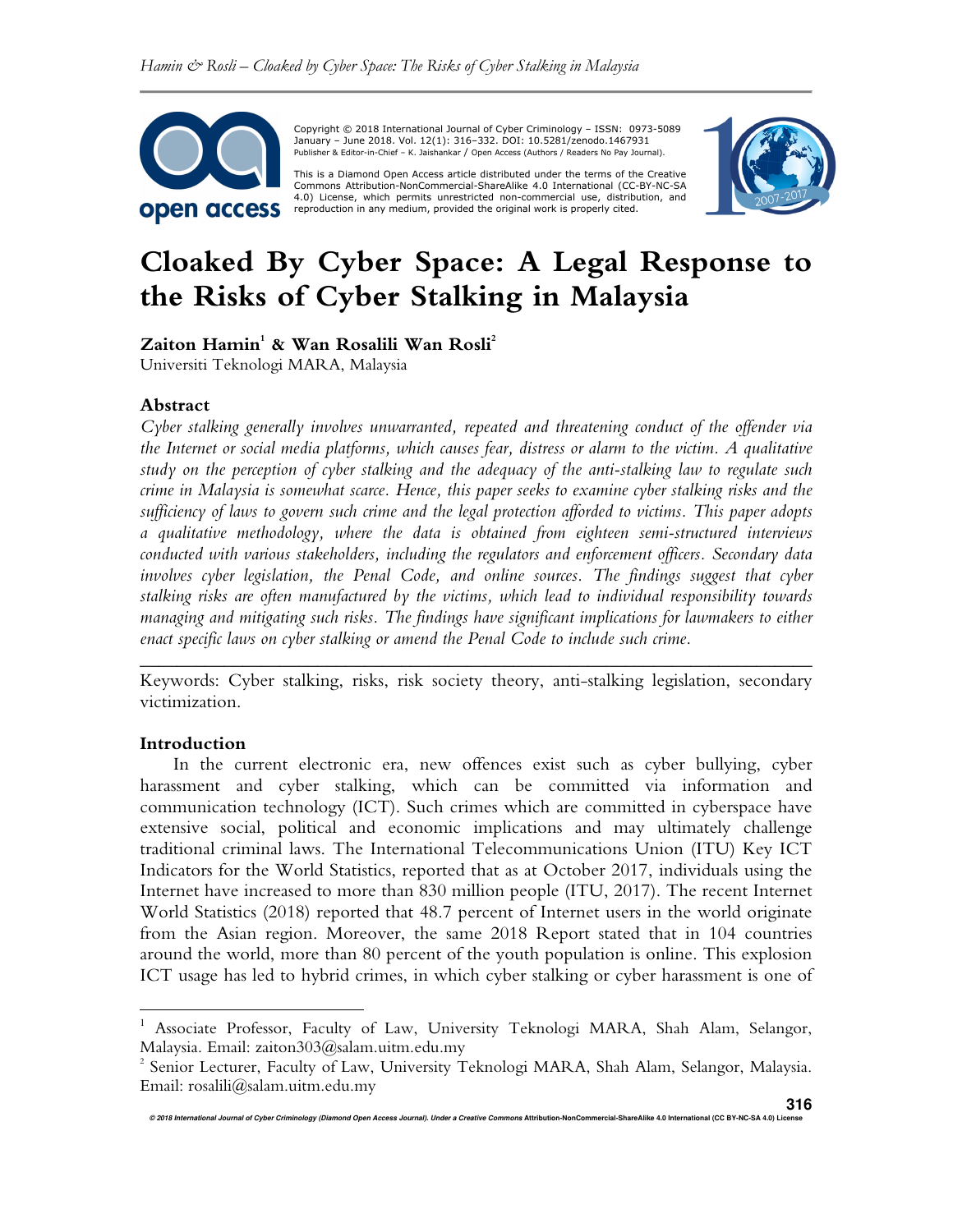Copyright © 2018 International Journal of Cyber Criminology – ISSN: 0973-5089
January – June 2018. Vol. 12(1): 316–332. DOI: 10.5281/zenodo.1467931
Publisher & Editor-in-Chief – K. Jaishankar / Open Access (Authors / Readers No Pay Journal).

This is a Diamond Open Access article distributed under the terms of the Creative Commons Attribution-NonCommercial-ShareAlike 4.0 International (CC-BY-NC-SA 4.0) License, which permits unrestricted non-commercial use, distribution, and reproduction in any medium, provided the original work is properly cited.

# Cloaked By Cyber Space: A Legal Response to the Risks of Cyber Stalking in Malaysia

**Zaiton Hamin[1] & Wan Rosalili Wan Rosli[2]**
Universiti Teknologi MARA, Malaysia

### Abstract

*Cyber stalking generally involves unwarranted, repeated and threatening conduct of the offender via the Internet or social media platforms, which causes fear, distress or alarm to the victim. A qualitative study on the perception of cyber stalking and the adequacy of the anti-stalking law to regulate such crime in Malaysia is somewhat scarce. Hence, this paper seeks to examine cyber stalking risks and the sufficiency of laws to govern such crime and the legal protection afforded to victims. This paper adopts a qualitative methodology, where the data is obtained from eighteen semi-structured interviews conducted with various stakeholders, including the regulators and enforcement officers. Secondary data involves cyber legislation, the Penal Code, and online sources. The findings suggest that cyber stalking risks are often manufactured by the victims, which lead to individual responsibility towards managing and mitigating such risks. The findings have significant implications for lawmakers to either enact specific laws on cyber stalking or amend the Penal Code to include such crime.*

---

Keywords: Cyber stalking, risks, risk society theory, anti-stalking legislation, secondary victimization.

### Introduction

In the current electronic era, new offences exist such as cyber bullying, cyber harassment and cyber stalking, which can be committed via information and communication technology (ICT). Such crimes which are committed in cyberspace have extensive social, political and economic implications and may ultimately challenge traditional criminal laws. The International Telecommunications Union (ITU) Key ICT Indicators for the World Statistics, reported that as at October 2017, individuals using the Internet have increased to more than 830 million people (ITU, 2017). The recent Internet World Statistics (2018) reported that 48.7 percent of Internet users in the world originate from the Asian region. Moreover, the same 2018 Report stated that in 104 countries around the world, more than 80 percent of the youth population is online. This explosion ICT usage has led to hybrid crimes, in which cyber stalking or cyber harassment is one of

---

[1] Associate Professor, Faculty of Law, University Teknologi MARA, Shah Alam, Selangor, Malaysia. Email: zaiton303@salam.uitm.edu.my

[2] Senior Lecturer, Faculty of Law, University Teknologi MARA, Shah Alam, Selangor, Malaysia. Email: rosalili@salam.uitm.edu.my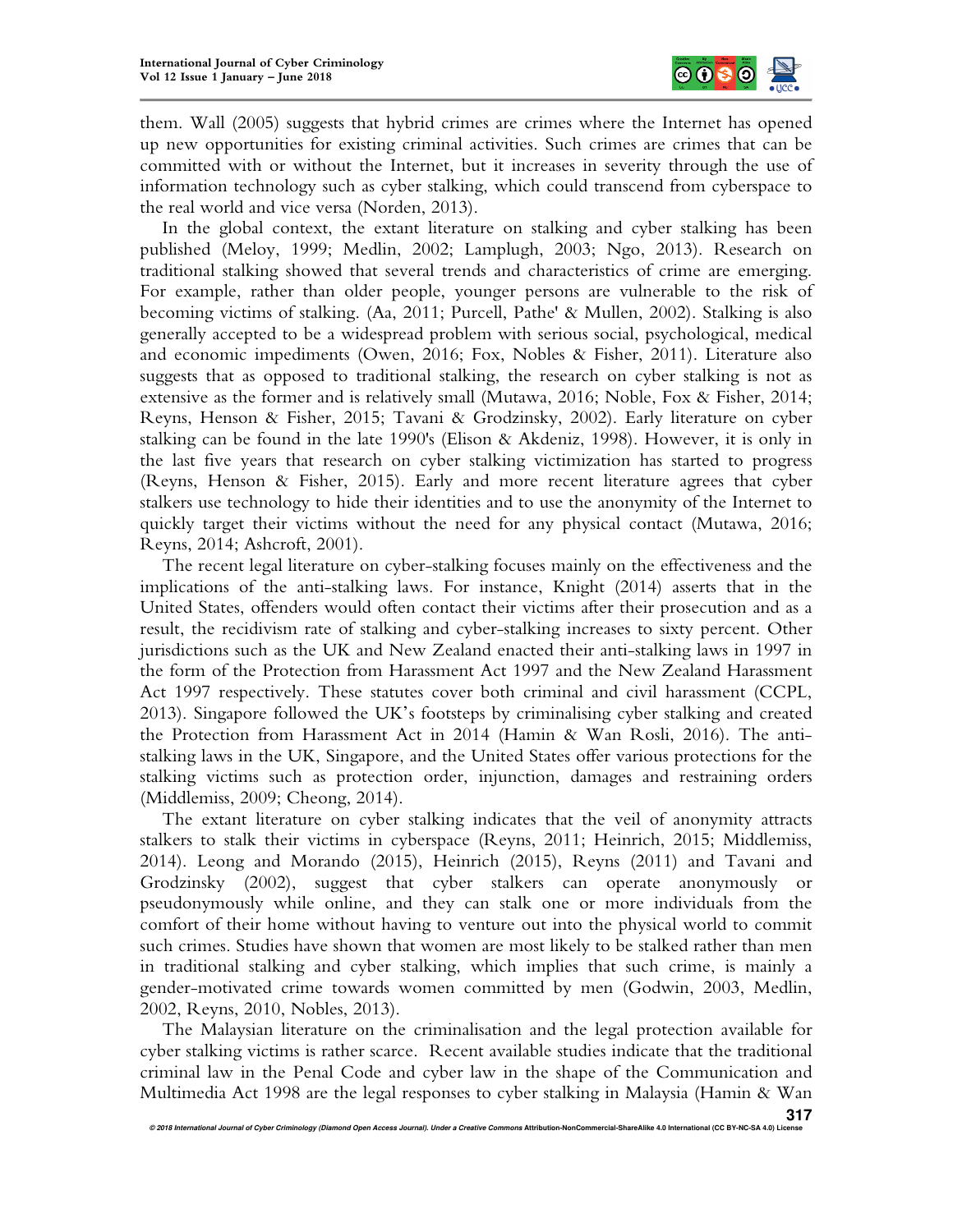them. Wall (2005) suggests that hybrid crimes are crimes where the Internet has opened up new opportunities for existing criminal activities. Such crimes are crimes that can be committed with or without the Internet, but it increases in severity through the use of information technology such as cyber stalking, which could transcend from cyberspace to the real world and vice versa (Norden, 2013).

In the global context, the extant literature on stalking and cyber stalking has been published (Meloy, 1999; Medlin, 2002; Lamplugh, 2003; Ngo, 2013). Research on traditional stalking showed that several trends and characteristics of crime are emerging. For example, rather than older people, younger persons are vulnerable to the risk of becoming victims of stalking. (Aa, 2011; Purcell, Pathe' & Mullen, 2002). Stalking is also generally accepted to be a widespread problem with serious social, psychological, medical and economic impediments (Owen, 2016; Fox, Nobles & Fisher, 2011). Literature also suggests that as opposed to traditional stalking, the research on cyber stalking is not as extensive as the former and is relatively small (Mutawa, 2016; Noble, Fox & Fisher, 2014; Reyns, Henson & Fisher, 2015; Tavani & Grodzinsky, 2002). Early literature on cyber stalking can be found in the late 1990's (Elison & Akdeniz, 1998). However, it is only in the last five years that research on cyber stalking victimization has started to progress (Reyns, Henson & Fisher, 2015). Early and more recent literature agrees that cyber stalkers use technology to hide their identities and to use the anonymity of the Internet to quickly target their victims without the need for any physical contact (Mutawa, 2016; Reyns, 2014; Ashcroft, 2001).

The recent legal literature on cyber-stalking focuses mainly on the effectiveness and the implications of the anti-stalking laws. For instance, Knight (2014) asserts that in the United States, offenders would often contact their victims after their prosecution and as a result, the recidivism rate of stalking and cyber-stalking increases to sixty percent. Other jurisdictions such as the UK and New Zealand enacted their anti-stalking laws in 1997 in the form of the Protection from Harassment Act 1997 and the New Zealand Harassment Act 1997 respectively. These statutes cover both criminal and civil harassment (CCPL, 2013). Singapore followed the UK's footsteps by criminalising cyber stalking and created the Protection from Harassment Act in 2014 (Hamin & Wan Rosli, 2016). The anti-stalking laws in the UK, Singapore, and the United States offer various protections for the stalking victims such as protection order, injunction, damages and restraining orders (Middlemiss, 2009; Cheong, 2014).

The extant literature on cyber stalking indicates that the veil of anonymity attracts stalkers to stalk their victims in cyberspace (Reyns, 2011; Heinrich, 2015; Middlemiss, 2014). Leong and Morando (2015), Heinrich (2015), Reyns (2011) and Tavani and Grodzinsky (2002), suggest that cyber stalkers can operate anonymously or pseudonymously while online, and they can stalk one or more individuals from the comfort of their home without having to venture out into the physical world to commit such crimes. Studies have shown that women are most likely to be stalked rather than men in traditional stalking and cyber stalking, which implies that such crime, is mainly a gender-motivated crime towards women committed by men (Godwin, 2003, Medlin, 2002, Reyns, 2010, Nobles, 2013).

The Malaysian literature on the criminalisation and the legal protection available for cyber stalking victims is rather scarce. Recent available studies indicate that the traditional criminal law in the Penal Code and cyber law in the shape of the Communication and Multimedia Act 1998 are the legal responses to cyber stalking in Malaysia (Hamin & Wan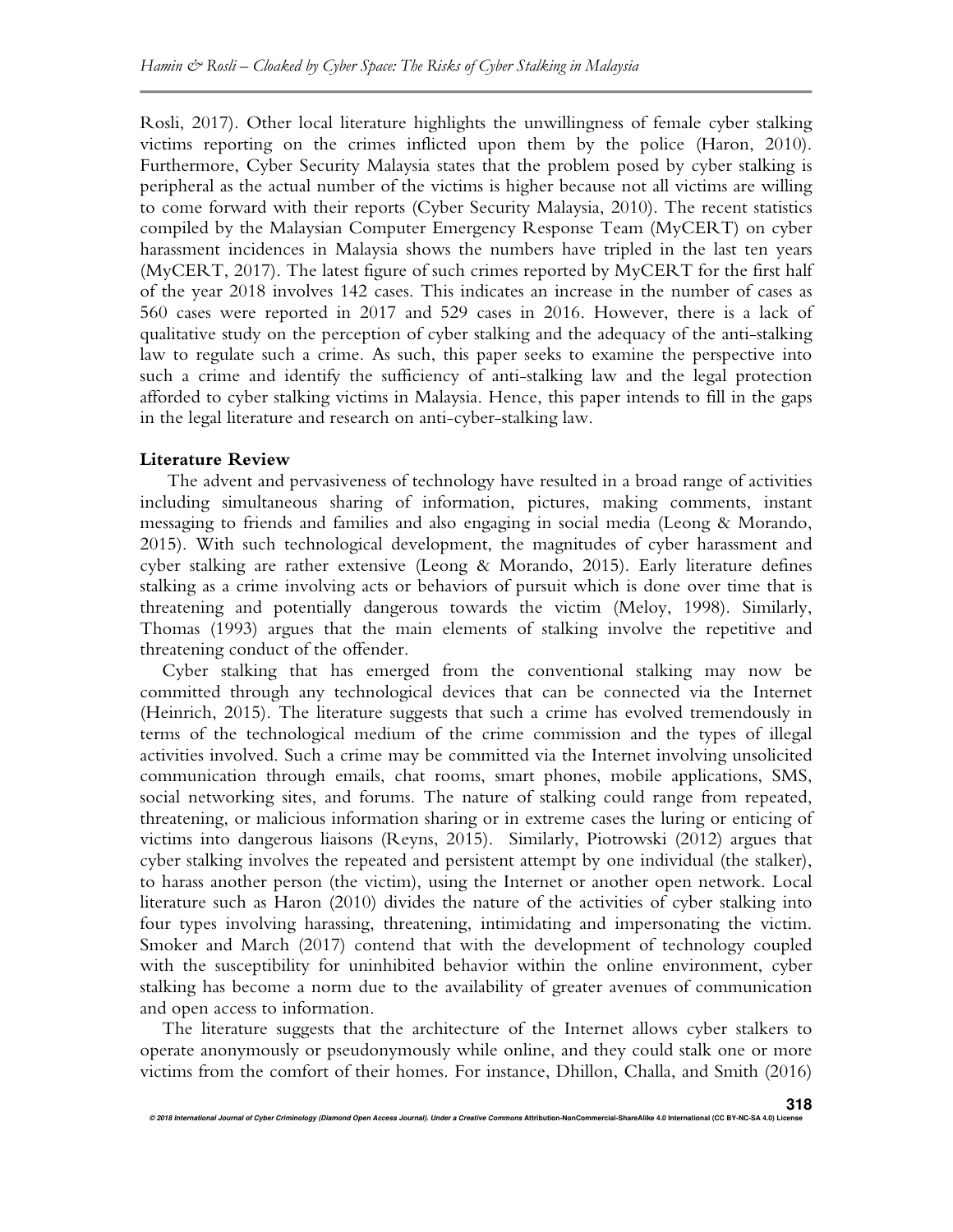Rosli, 2017). Other local literature highlights the unwillingness of female cyber stalking victims reporting on the crimes inflicted upon them by the police (Haron, 2010). Furthermore, Cyber Security Malaysia states that the problem posed by cyber stalking is peripheral as the actual number of the victims is higher because not all victims are willing to come forward with their reports (Cyber Security Malaysia, 2010). The recent statistics compiled by the Malaysian Computer Emergency Response Team (MyCERT) on cyber harassment incidences in Malaysia shows the numbers have tripled in the last ten years (MyCERT, 2017). The latest figure of such crimes reported by MyCERT for the first half of the year 2018 involves 142 cases. This indicates an increase in the number of cases as 560 cases were reported in 2017 and 529 cases in 2016. However, there is a lack of qualitative study on the perception of cyber stalking and the adequacy of the anti-stalking law to regulate such a crime. As such, this paper seeks to examine the perspective into such a crime and identify the sufficiency of anti-stalking law and the legal protection afforded to cyber stalking victims in Malaysia. Hence, this paper intends to fill in the gaps in the legal literature and research on anti-cyber-stalking law.

## Literature Review

The advent and pervasiveness of technology have resulted in a broad range of activities including simultaneous sharing of information, pictures, making comments, instant messaging to friends and families and also engaging in social media (Leong & Morando, 2015). With such technological development, the magnitudes of cyber harassment and cyber stalking are rather extensive (Leong & Morando, 2015). Early literature defines stalking as a crime involving acts or behaviors of pursuit which is done over time that is threatening and potentially dangerous towards the victim (Meloy, 1998). Similarly, Thomas (1993) argues that the main elements of stalking involve the repetitive and threatening conduct of the offender.

Cyber stalking that has emerged from the conventional stalking may now be committed through any technological devices that can be connected via the Internet (Heinrich, 2015). The literature suggests that such a crime has evolved tremendously in terms of the technological medium of the crime commission and the types of illegal activities involved. Such a crime may be committed via the Internet involving unsolicited communication through emails, chat rooms, smart phones, mobile applications, SMS, social networking sites, and forums. The nature of stalking could range from repeated, threatening, or malicious information sharing or in extreme cases the luring or enticing of victims into dangerous liaisons (Reyns, 2015). Similarly, Piotrowski (2012) argues that cyber stalking involves the repeated and persistent attempt by one individual (the stalker), to harass another person (the victim), using the Internet or another open network. Local literature such as Haron (2010) divides the nature of the activities of cyber stalking into four types involving harassing, threatening, intimidating and impersonating the victim. Smoker and March (2017) contend that with the development of technology coupled with the susceptibility for uninhibited behavior within the online environment, cyber stalking has become a norm due to the availability of greater avenues of communication and open access to information.

The literature suggests that the architecture of the Internet allows cyber stalkers to operate anonymously or pseudonymously while online, and they could stalk one or more victims from the comfort of their homes. For instance, Dhillon, Challa, and Smith (2016)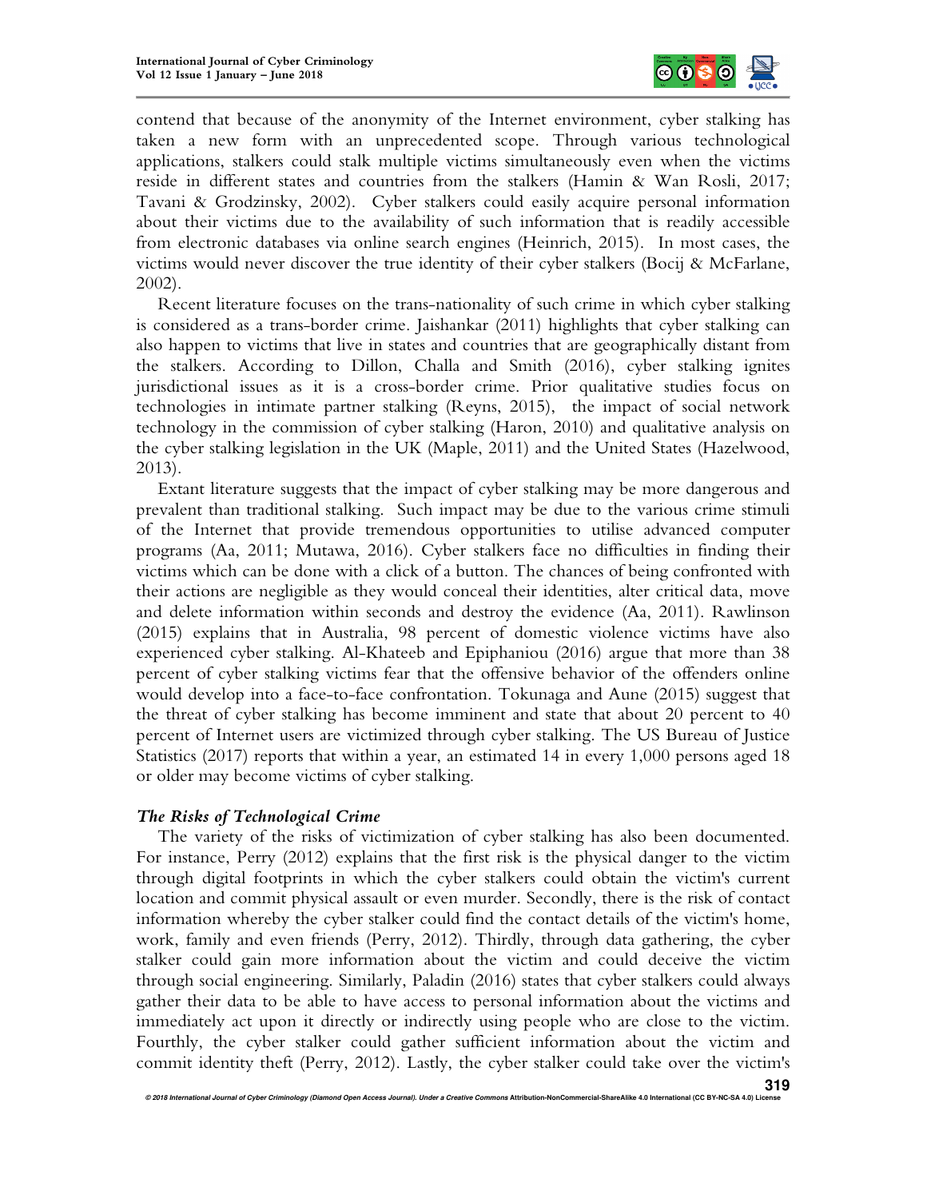contend that because of the anonymity of the Internet environment, cyber stalking has taken a new form with an unprecedented scope. Through various technological applications, stalkers could stalk multiple victims simultaneously even when the victims reside in different states and countries from the stalkers (Hamin & Wan Rosli, 2017; Tavani & Grodzinsky, 2002). Cyber stalkers could easily acquire personal information about their victims due to the availability of such information that is readily accessible from electronic databases via online search engines (Heinrich, 2015). In most cases, the victims would never discover the true identity of their cyber stalkers (Bocij & McFarlane, 2002).

Recent literature focuses on the trans-nationality of such crime in which cyber stalking is considered as a trans-border crime. Jaishankar (2011) highlights that cyber stalking can also happen to victims that live in states and countries that are geographically distant from the stalkers. According to Dillon, Challa and Smith (2016), cyber stalking ignites jurisdictional issues as it is a cross-border crime. Prior qualitative studies focus on technologies in intimate partner stalking (Reyns, 2015), the impact of social network technology in the commission of cyber stalking (Haron, 2010) and qualitative analysis on the cyber stalking legislation in the UK (Maple, 2011) and the United States (Hazelwood, 2013).

Extant literature suggests that the impact of cyber stalking may be more dangerous and prevalent than traditional stalking. Such impact may be due to the various crime stimuli of the Internet that provide tremendous opportunities to utilise advanced computer programs (Aa, 2011; Mutawa, 2016). Cyber stalkers face no difficulties in finding their victims which can be done with a click of a button. The chances of being confronted with their actions are negligible as they would conceal their identities, alter critical data, move and delete information within seconds and destroy the evidence (Aa, 2011). Rawlinson (2015) explains that in Australia, 98 percent of domestic violence victims have also experienced cyber stalking. Al-Khateeb and Epiphaniou (2016) argue that more than 38 percent of cyber stalking victims fear that the offensive behavior of the offenders online would develop into a face-to-face confrontation. Tokunaga and Aune (2015) suggest that the threat of cyber stalking has become imminent and state that about 20 percent to 40 percent of Internet users are victimized through cyber stalking. The US Bureau of Justice Statistics (2017) reports that within a year, an estimated 14 in every 1,000 persons aged 18 or older may become victims of cyber stalking.

### *The Risks of Technological Crime*

The variety of the risks of victimization of cyber stalking has also been documented. For instance, Perry (2012) explains that the first risk is the physical danger to the victim through digital footprints in which the cyber stalkers could obtain the victim's current location and commit physical assault or even murder. Secondly, there is the risk of contact information whereby the cyber stalker could find the contact details of the victim's home, work, family and even friends (Perry, 2012). Thirdly, through data gathering, the cyber stalker could gain more information about the victim and could deceive the victim through social engineering. Similarly, Paladin (2016) states that cyber stalkers could always gather their data to be able to have access to personal information about the victims and immediately act upon it directly or indirectly using people who are close to the victim. Fourthly, the cyber stalker could gather sufficient information about the victim and commit identity theft (Perry, 2012). Lastly, the cyber stalker could take over the victim's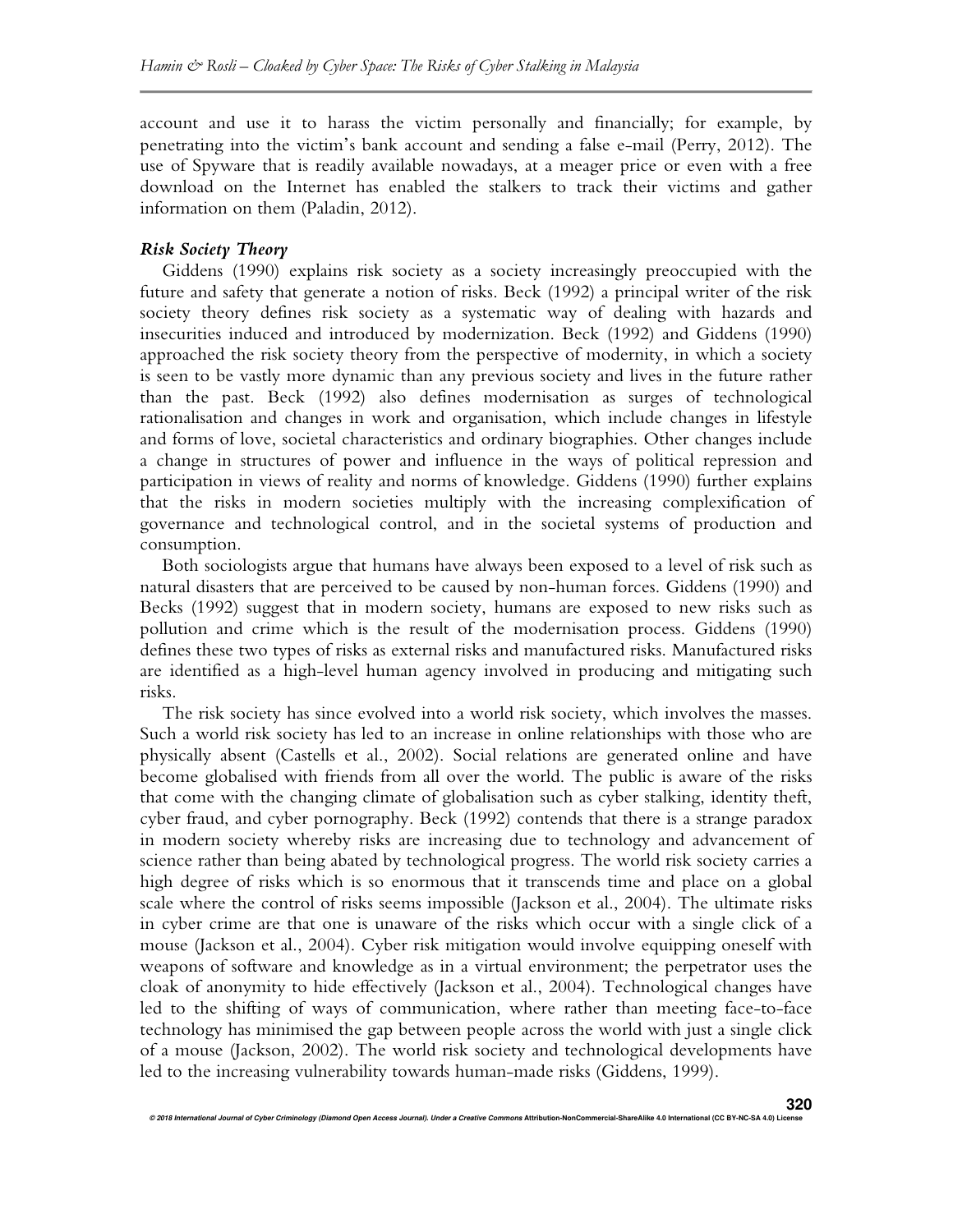account and use it to harass the victim personally and financially; for example, by penetrating into the victim's bank account and sending a false e-mail (Perry, 2012). The use of Spyware that is readily available nowadays, at a meager price or even with a free download on the Internet has enabled the stalkers to track their victims and gather information on them (Paladin, 2012).

### *Risk Society Theory*

Giddens (1990) explains risk society as a society increasingly preoccupied with the future and safety that generate a notion of risks. Beck (1992) a principal writer of the risk society theory defines risk society as a systematic way of dealing with hazards and insecurities induced and introduced by modernization. Beck (1992) and Giddens (1990) approached the risk society theory from the perspective of modernity, in which a society is seen to be vastly more dynamic than any previous society and lives in the future rather than the past. Beck (1992) also defines modernisation as surges of technological rationalisation and changes in work and organisation, which include changes in lifestyle and forms of love, societal characteristics and ordinary biographies. Other changes include a change in structures of power and influence in the ways of political repression and participation in views of reality and norms of knowledge. Giddens (1990) further explains that the risks in modern societies multiply with the increasing complexification of governance and technological control, and in the societal systems of production and consumption.

Both sociologists argue that humans have always been exposed to a level of risk such as natural disasters that are perceived to be caused by non-human forces. Giddens (1990) and Becks (1992) suggest that in modern society, humans are exposed to new risks such as pollution and crime which is the result of the modernisation process. Giddens (1990) defines these two types of risks as external risks and manufactured risks. Manufactured risks are identified as a high-level human agency involved in producing and mitigating such risks.

The risk society has since evolved into a world risk society, which involves the masses. Such a world risk society has led to an increase in online relationships with those who are physically absent (Castells et al., 2002). Social relations are generated online and have become globalised with friends from all over the world. The public is aware of the risks that come with the changing climate of globalisation such as cyber stalking, identity theft, cyber fraud, and cyber pornography. Beck (1992) contends that there is a strange paradox in modern society whereby risks are increasing due to technology and advancement of science rather than being abated by technological progress. The world risk society carries a high degree of risks which is so enormous that it transcends time and place on a global scale where the control of risks seems impossible (Jackson et al., 2004). The ultimate risks in cyber crime are that one is unaware of the risks which occur with a single click of a mouse (Jackson et al., 2004). Cyber risk mitigation would involve equipping oneself with weapons of software and knowledge as in a virtual environment; the perpetrator uses the cloak of anonymity to hide effectively (Jackson et al., 2004). Technological changes have led to the shifting of ways of communication, where rather than meeting face-to-face technology has minimised the gap between people across the world with just a single click of a mouse (Jackson, 2002). The world risk society and technological developments have led to the increasing vulnerability towards human-made risks (Giddens, 1999).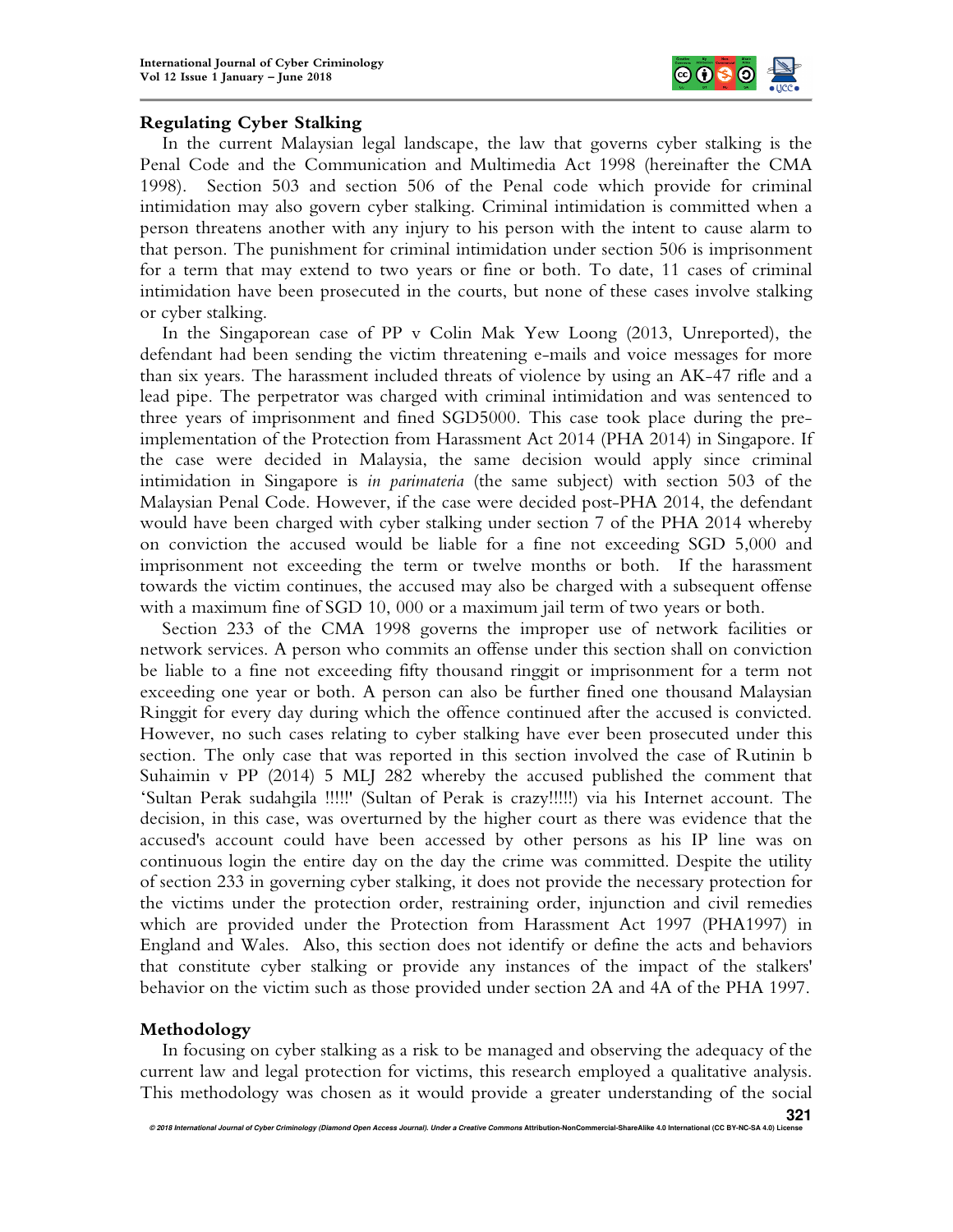## Regulating Cyber Stalking

In the current Malaysian legal landscape, the law that governs cyber stalking is the Penal Code and the Communication and Multimedia Act 1998 (hereinafter the CMA 1998). Section 503 and section 506 of the Penal code which provide for criminal intimidation may also govern cyber stalking. Criminal intimidation is committed when a person threatens another with any injury to his person with the intent to cause alarm to that person. The punishment for criminal intimidation under section 506 is imprisonment for a term that may extend to two years or fine or both. To date, 11 cases of criminal intimidation have been prosecuted in the courts, but none of these cases involve stalking or cyber stalking.

In the Singaporean case of PP v Colin Mak Yew Loong (2013, Unreported), the defendant had been sending the victim threatening e-mails and voice messages for more than six years. The harassment included threats of violence by using an AK-47 rifle and a lead pipe. The perpetrator was charged with criminal intimidation and was sentenced to three years of imprisonment and fined SGD5000. This case took place during the pre-implementation of the Protection from Harassment Act 2014 (PHA 2014) in Singapore. If the case were decided in Malaysia, the same decision would apply since criminal intimidation in Singapore is *in parimateria* (the same subject) with section 503 of the Malaysian Penal Code. However, if the case were decided post-PHA 2014, the defendant would have been charged with cyber stalking under section 7 of the PHA 2014 whereby on conviction the accused would be liable for a fine not exceeding SGD 5,000 and imprisonment not exceeding the term or twelve months or both. If the harassment towards the victim continues, the accused may also be charged with a subsequent offense with a maximum fine of SGD 10, 000 or a maximum jail term of two years or both.

Section 233 of the CMA 1998 governs the improper use of network facilities or network services. A person who commits an offense under this section shall on conviction be liable to a fine not exceeding fifty thousand ringgit or imprisonment for a term not exceeding one year or both. A person can also be further fined one thousand Malaysian Ringgit for every day during which the offence continued after the accused is convicted. However, no such cases relating to cyber stalking have ever been prosecuted under this section. The only case that was reported in this section involved the case of Rutinin b Suhaimin v PP (2014) 5 MLJ 282 whereby the accused published the comment that 'Sultan Perak sudahgila !!!!!' (Sultan of Perak is crazy!!!!!) via his Internet account. The decision, in this case, was overturned by the higher court as there was evidence that the accused's account could have been accessed by other persons as his IP line was on continuous login the entire day on the day the crime was committed. Despite the utility of section 233 in governing cyber stalking, it does not provide the necessary protection for the victims under the protection order, restraining order, injunction and civil remedies which are provided under the Protection from Harassment Act 1997 (PHA1997) in England and Wales. Also, this section does not identify or define the acts and behaviors that constitute cyber stalking or provide any instances of the impact of the stalkers' behavior on the victim such as those provided under section 2A and 4A of the PHA 1997.

## Methodology

In focusing on cyber stalking as a risk to be managed and observing the adequacy of the current law and legal protection for victims, this research employed a qualitative analysis. This methodology was chosen as it would provide a greater understanding of the social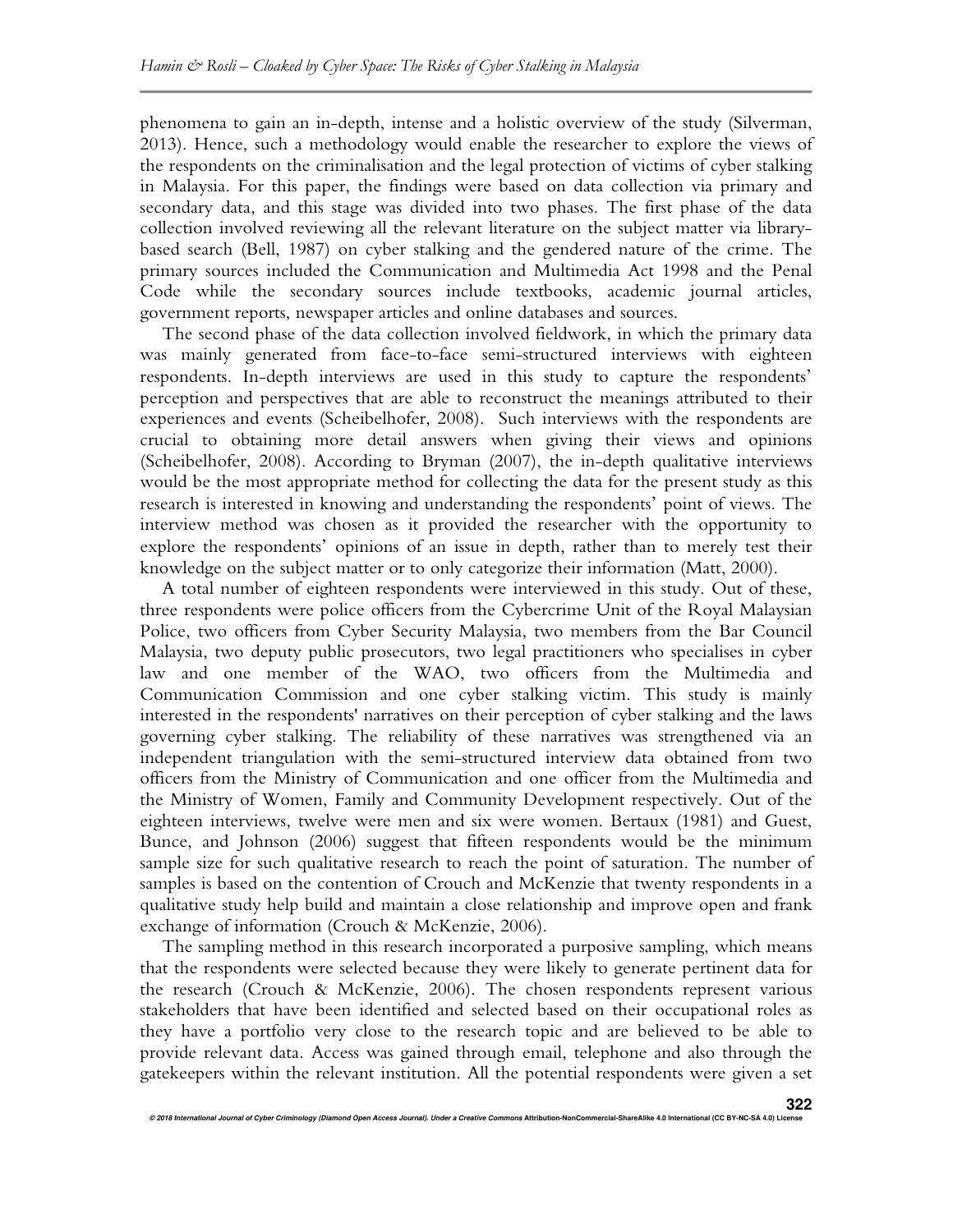phenomena to gain an in-depth, intense and a holistic overview of the study (Silverman, 2013). Hence, such a methodology would enable the researcher to explore the views of the respondents on the criminalisation and the legal protection of victims of cyber stalking in Malaysia. For this paper, the findings were based on data collection via primary and secondary data, and this stage was divided into two phases. The first phase of the data collection involved reviewing all the relevant literature on the subject matter via library-based search (Bell, 1987) on cyber stalking and the gendered nature of the crime. The primary sources included the Communication and Multimedia Act 1998 and the Penal Code while the secondary sources include textbooks, academic journal articles, government reports, newspaper articles and online databases and sources.

The second phase of the data collection involved fieldwork, in which the primary data was mainly generated from face-to-face semi-structured interviews with eighteen respondents. In-depth interviews are used in this study to capture the respondents' perception and perspectives that are able to reconstruct the meanings attributed to their experiences and events (Scheibelhofer, 2008). Such interviews with the respondents are crucial to obtaining more detail answers when giving their views and opinions (Scheibelhofer, 2008). According to Bryman (2007), the in-depth qualitative interviews would be the most appropriate method for collecting the data for the present study as this research is interested in knowing and understanding the respondents' point of views. The interview method was chosen as it provided the researcher with the opportunity to explore the respondents' opinions of an issue in depth, rather than to merely test their knowledge on the subject matter or to only categorize their information (Matt, 2000).

A total number of eighteen respondents were interviewed in this study. Out of these, three respondents were police officers from the Cybercrime Unit of the Royal Malaysian Police, two officers from Cyber Security Malaysia, two members from the Bar Council Malaysia, two deputy public prosecutors, two legal practitioners who specialises in cyber law and one member of the WAO, two officers from the Multimedia and Communication Commission and one cyber stalking victim. This study is mainly interested in the respondents' narratives on their perception of cyber stalking and the laws governing cyber stalking. The reliability of these narratives was strengthened via an independent triangulation with the semi-structured interview data obtained from two officers from the Ministry of Communication and one officer from the Multimedia and the Ministry of Women, Family and Community Development respectively. Out of the eighteen interviews, twelve were men and six were women. Bertaux (1981) and Guest, Bunce, and Johnson (2006) suggest that fifteen respondents would be the minimum sample size for such qualitative research to reach the point of saturation. The number of samples is based on the contention of Crouch and McKenzie that twenty respondents in a qualitative study help build and maintain a close relationship and improve open and frank exchange of information (Crouch & McKenzie, 2006).

The sampling method in this research incorporated a purposive sampling, which means that the respondents were selected because they were likely to generate pertinent data for the research (Crouch & McKenzie, 2006). The chosen respondents represent various stakeholders that have been identified and selected based on their occupational roles as they have a portfolio very close to the research topic and are believed to be able to provide relevant data. Access was gained through email, telephone and also through the gatekeepers within the relevant institution. All the potential respondents were given a set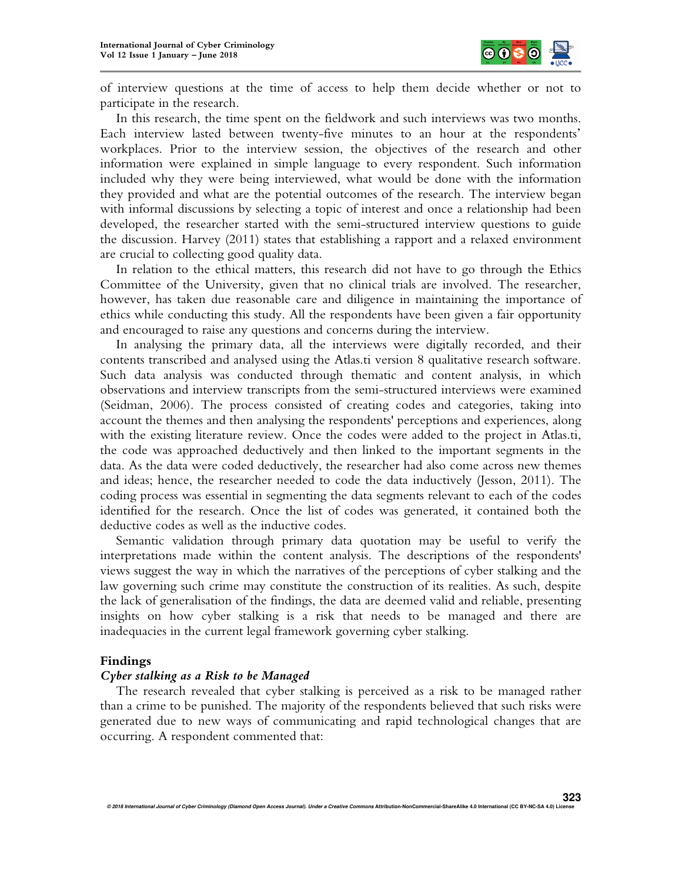of interview questions at the time of access to help them decide whether or not to participate in the research.

In this research, the time spent on the fieldwork and such interviews was two months. Each interview lasted between twenty-five minutes to an hour at the respondents' workplaces. Prior to the interview session, the objectives of the research and other information were explained in simple language to every respondent. Such information included why they were being interviewed, what would be done with the information they provided and what are the potential outcomes of the research. The interview began with informal discussions by selecting a topic of interest and once a relationship had been developed, the researcher started with the semi-structured interview questions to guide the discussion. Harvey (2011) states that establishing a rapport and a relaxed environment are crucial to collecting good quality data.

In relation to the ethical matters, this research did not have to go through the Ethics Committee of the University, given that no clinical trials are involved. The researcher, however, has taken due reasonable care and diligence in maintaining the importance of ethics while conducting this study. All the respondents have been given a fair opportunity and encouraged to raise any questions and concerns during the interview.

In analysing the primary data, all the interviews were digitally recorded, and their contents transcribed and analysed using the Atlas.ti version 8 qualitative research software. Such data analysis was conducted through thematic and content analysis, in which observations and interview transcripts from the semi-structured interviews were examined (Seidman, 2006). The process consisted of creating codes and categories, taking into account the themes and then analysing the respondents' perceptions and experiences, along with the existing literature review. Once the codes were added to the project in Atlas.ti, the code was approached deductively and then linked to the important segments in the data. As the data were coded deductively, the researcher had also come across new themes and ideas; hence, the researcher needed to code the data inductively (Jesson, 2011). The coding process was essential in segmenting the data segments relevant to each of the codes identified for the research. Once the list of codes was generated, it contained both the deductive codes as well as the inductive codes.

Semantic validation through primary data quotation may be useful to verify the interpretations made within the content analysis. The descriptions of the respondents' views suggest the way in which the narratives of the perceptions of cyber stalking and the law governing such crime may constitute the construction of its realities. As such, despite the lack of generalisation of the findings, the data are deemed valid and reliable, presenting insights on how cyber stalking is a risk that needs to be managed and there are inadequacies in the current legal framework governing cyber stalking.

## Findings

### *Cyber stalking as a Risk to be Managed*

The research revealed that cyber stalking is perceived as a risk to be managed rather than a crime to be punished. The majority of the respondents believed that such risks were generated due to new ways of communicating and rapid technological changes that are occurring. A respondent commented that: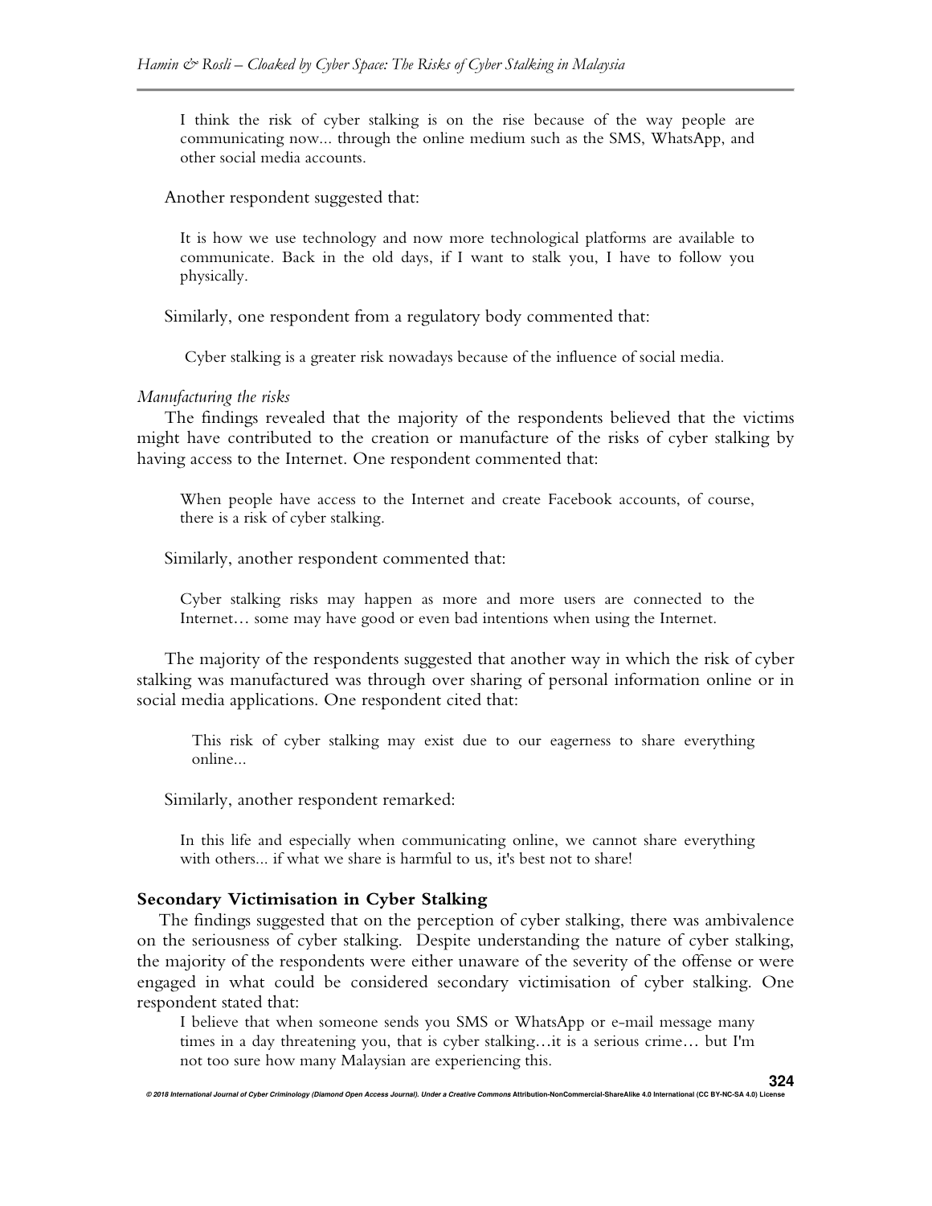> I think the risk of cyber stalking is on the rise because of the way people are communicating now... through the online medium such as the SMS, WhatsApp, and other social media accounts.

Another respondent suggested that:

> It is how we use technology and now more technological platforms are available to communicate. Back in the old days, if I want to stalk you, I have to follow you physically.

Similarly, one respondent from a regulatory body commented that:

> Cyber stalking is a greater risk nowadays because of the influence of social media.

*Manufacturing the risks*

The findings revealed that the majority of the respondents believed that the victims might have contributed to the creation or manufacture of the risks of cyber stalking by having access to the Internet. One respondent commented that:

> When people have access to the Internet and create Facebook accounts, of course, there is a risk of cyber stalking.

Similarly, another respondent commented that:

> Cyber stalking risks may happen as more and more users are connected to the Internet… some may have good or even bad intentions when using the Internet.

The majority of the respondents suggested that another way in which the risk of cyber stalking was manufactured was through over sharing of personal information online or in social media applications. One respondent cited that:

> This risk of cyber stalking may exist due to our eagerness to share everything online...

Similarly, another respondent remarked:

> In this life and especially when communicating online, we cannot share everything with others... if what we share is harmful to us, it's best not to share!

**Secondary Victimisation in Cyber Stalking**

The findings suggested that on the perception of cyber stalking, there was ambivalence on the seriousness of cyber stalking. Despite understanding the nature of cyber stalking, the majority of the respondents were either unaware of the severity of the offense or were engaged in what could be considered secondary victimisation of cyber stalking. One respondent stated that:

> I believe that when someone sends you SMS or WhatsApp or e-mail message many times in a day threatening you, that is cyber stalking…it is a serious crime… but I'm not too sure how many Malaysian are experiencing this.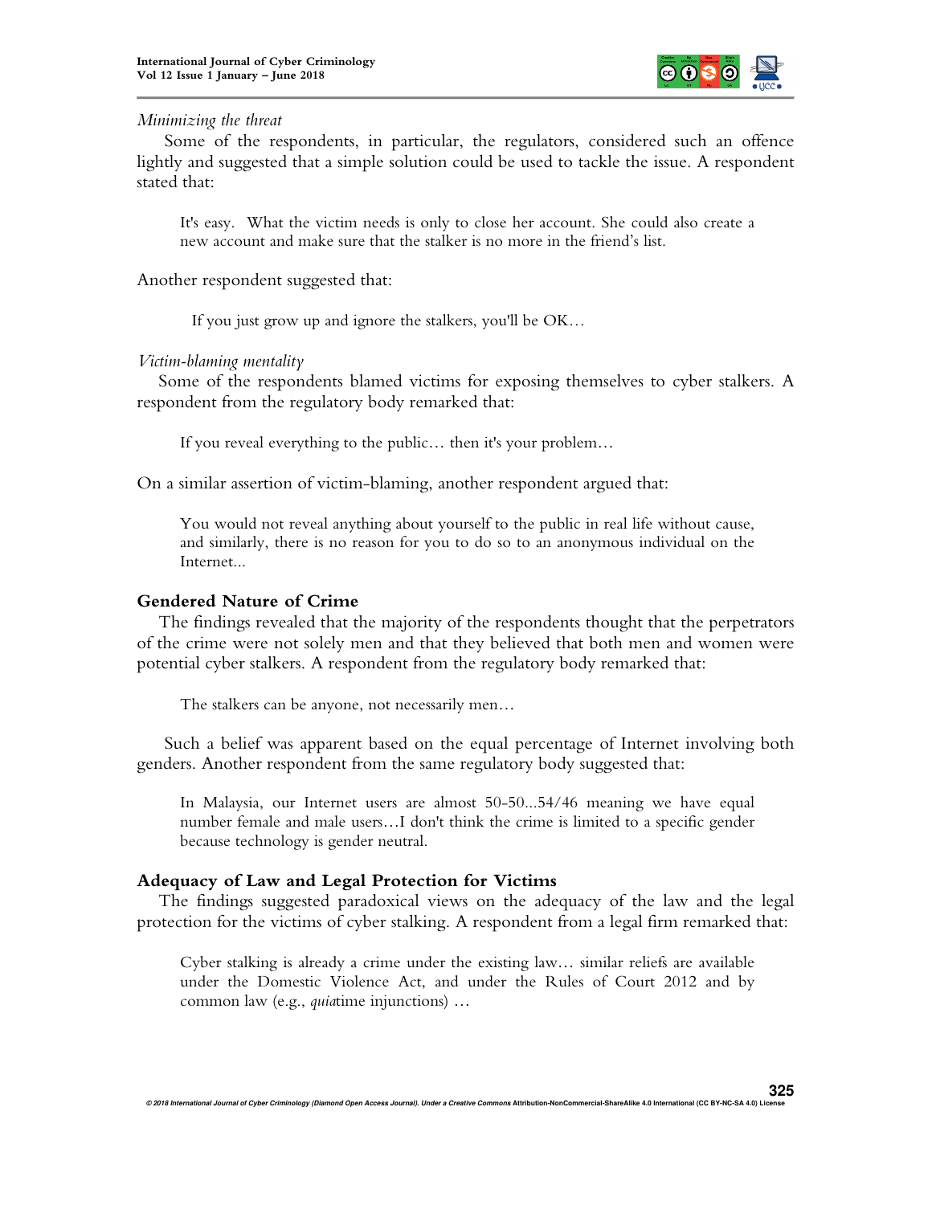*Minimizing the threat*

Some of the respondents, in particular, the regulators, considered such an offence lightly and suggested that a simple solution could be used to tackle the issue. A respondent stated that:

> It's easy. What the victim needs is only to close her account. She could also create a new account and make sure that the stalker is no more in the friend's list.

Another respondent suggested that:

> If you just grow up and ignore the stalkers, you'll be OK…

*Victim-blaming mentality*

Some of the respondents blamed victims for exposing themselves to cyber stalkers. A respondent from the regulatory body remarked that:

> If you reveal everything to the public… then it's your problem…

On a similar assertion of victim-blaming, another respondent argued that:

> You would not reveal anything about yourself to the public in real life without cause, and similarly, there is no reason for you to do so to an anonymous individual on the Internet...

### Gendered Nature of Crime

The findings revealed that the majority of the respondents thought that the perpetrators of the crime were not solely men and that they believed that both men and women were potential cyber stalkers. A respondent from the regulatory body remarked that:

> The stalkers can be anyone, not necessarily men…

Such a belief was apparent based on the equal percentage of Internet involving both genders. Another respondent from the same regulatory body suggested that:

> In Malaysia, our Internet users are almost 50-50...54/46 meaning we have equal number female and male users…I don't think the crime is limited to a specific gender because technology is gender neutral.

### Adequacy of Law and Legal Protection for Victims

The findings suggested paradoxical views on the adequacy of the law and the legal protection for the victims of cyber stalking. A respondent from a legal firm remarked that:

> Cyber stalking is already a crime under the existing law… similar reliefs are available under the Domestic Violence Act, and under the Rules of Court 2012 and by common law (e.g., *quia*time injunctions) …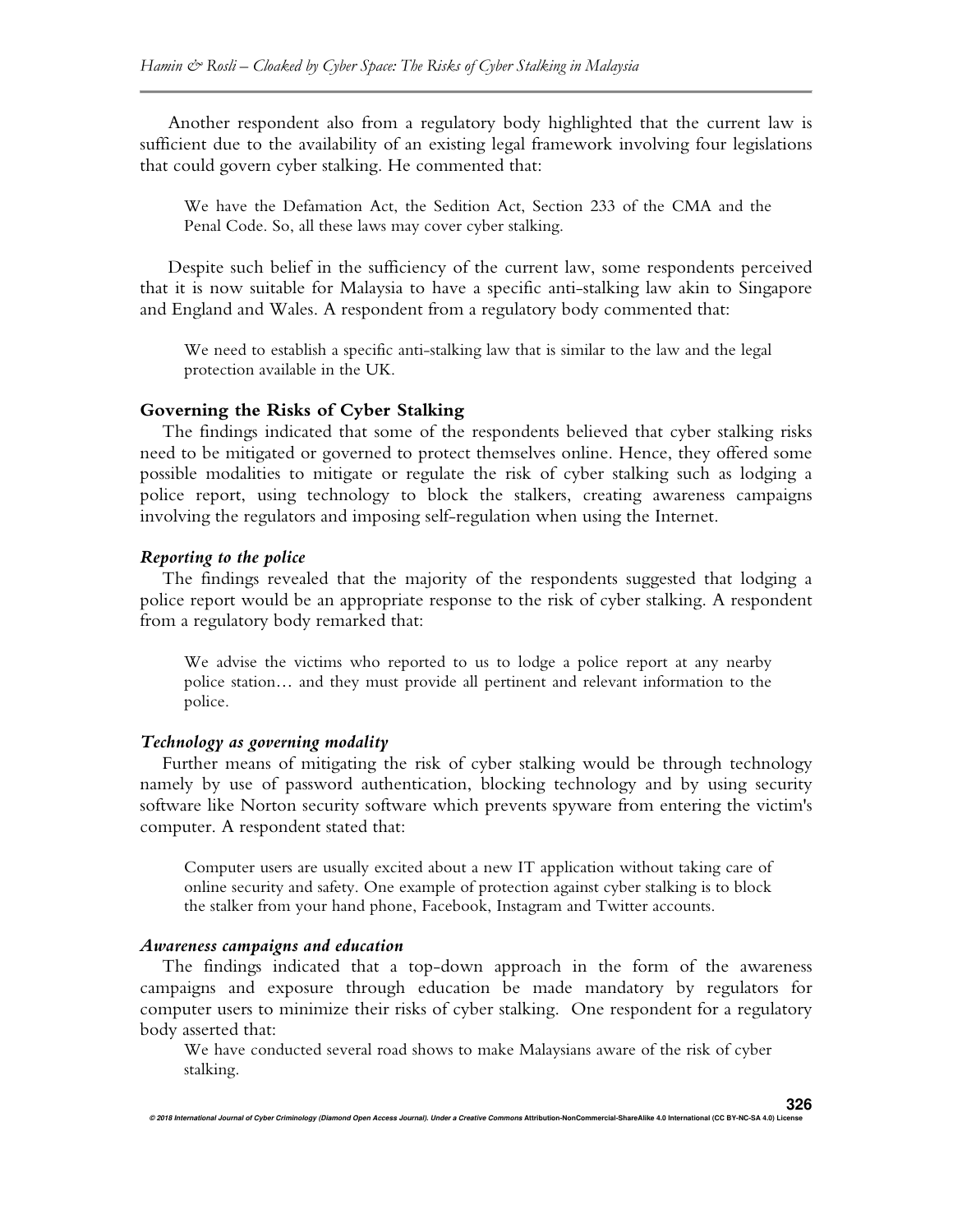Another respondent also from a regulatory body highlighted that the current law is sufficient due to the availability of an existing legal framework involving four legislations that could govern cyber stalking. He commented that:

> We have the Defamation Act, the Sedition Act, Section 233 of the CMA and the Penal Code. So, all these laws may cover cyber stalking.

Despite such belief in the sufficiency of the current law, some respondents perceived that it is now suitable for Malaysia to have a specific anti-stalking law akin to Singapore and England and Wales. A respondent from a regulatory body commented that:

> We need to establish a specific anti-stalking law that is similar to the law and the legal protection available in the UK.

### Governing the Risks of Cyber Stalking

The findings indicated that some of the respondents believed that cyber stalking risks need to be mitigated or governed to protect themselves online. Hence, they offered some possible modalities to mitigate or regulate the risk of cyber stalking such as lodging a police report, using technology to block the stalkers, creating awareness campaigns involving the regulators and imposing self-regulation when using the Internet.

#### *Reporting to the police*

The findings revealed that the majority of the respondents suggested that lodging a police report would be an appropriate response to the risk of cyber stalking. A respondent from a regulatory body remarked that:

> We advise the victims who reported to us to lodge a police report at any nearby police station… and they must provide all pertinent and relevant information to the police.

#### *Technology as governing modality*

Further means of mitigating the risk of cyber stalking would be through technology namely by use of password authentication, blocking technology and by using security software like Norton security software which prevents spyware from entering the victim's computer. A respondent stated that:

> Computer users are usually excited about a new IT application without taking care of online security and safety. One example of protection against cyber stalking is to block the stalker from your hand phone, Facebook, Instagram and Twitter accounts.

#### *Awareness campaigns and education*

The findings indicated that a top-down approach in the form of the awareness campaigns and exposure through education be made mandatory by regulators for computer users to minimize their risks of cyber stalking. One respondent for a regulatory body asserted that:

> We have conducted several road shows to make Malaysians aware of the risk of cyber stalking.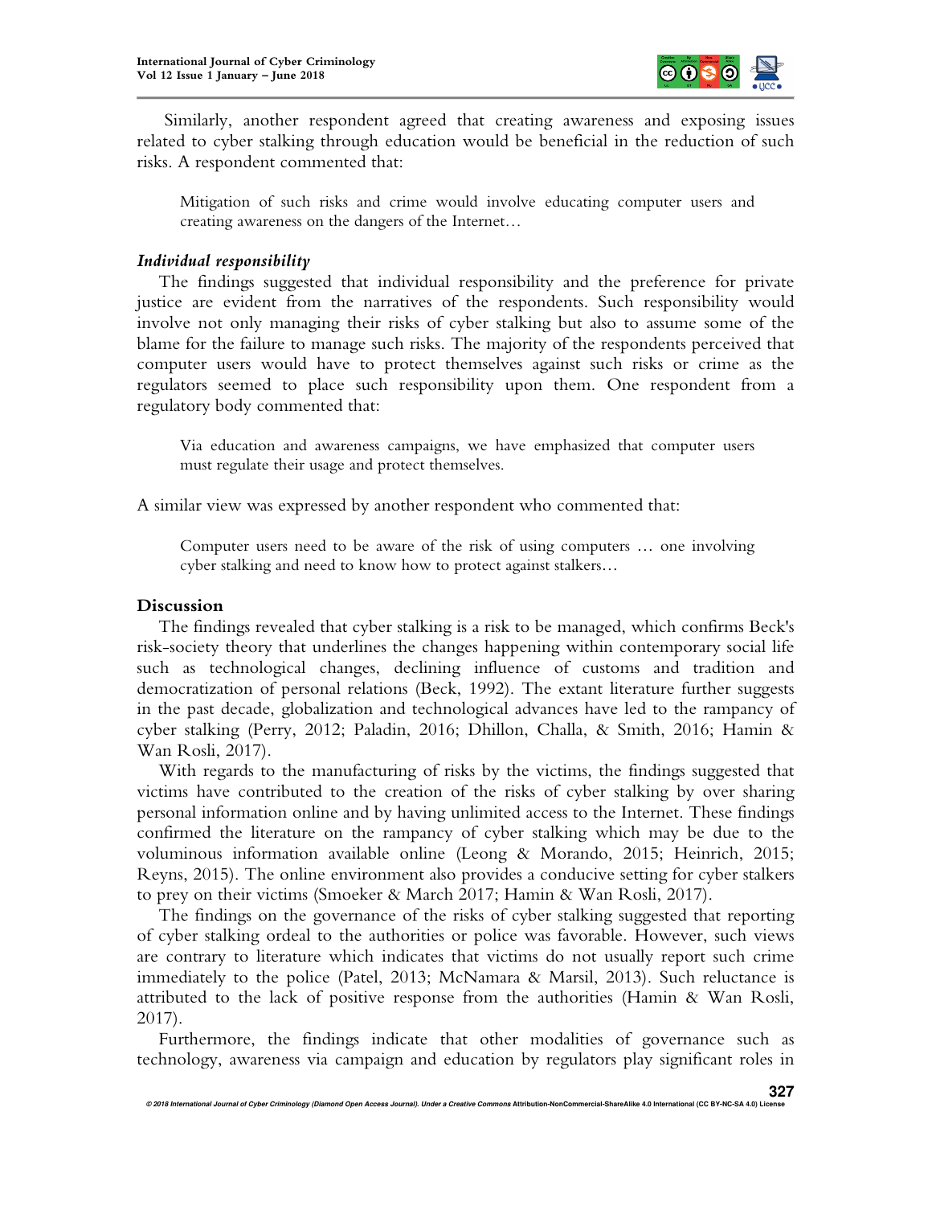Similarly, another respondent agreed that creating awareness and exposing issues related to cyber stalking through education would be beneficial in the reduction of such risks. A respondent commented that:

> Mitigation of such risks and crime would involve educating computer users and creating awareness on the dangers of the Internet…

### *Individual responsibility*

The findings suggested that individual responsibility and the preference for private justice are evident from the narratives of the respondents. Such responsibility would involve not only managing their risks of cyber stalking but also to assume some of the blame for the failure to manage such risks. The majority of the respondents perceived that computer users would have to protect themselves against such risks or crime as the regulators seemed to place such responsibility upon them. One respondent from a regulatory body commented that:

> Via education and awareness campaigns, we have emphasized that computer users must regulate their usage and protect themselves.

A similar view was expressed by another respondent who commented that:

> Computer users need to be aware of the risk of using computers … one involving cyber stalking and need to know how to protect against stalkers…

## Discussion

The findings revealed that cyber stalking is a risk to be managed, which confirms Beck's risk-society theory that underlines the changes happening within contemporary social life such as technological changes, declining influence of customs and tradition and democratization of personal relations (Beck, 1992). The extant literature further suggests in the past decade, globalization and technological advances have led to the rampancy of cyber stalking (Perry, 2012; Paladin, 2016; Dhillon, Challa, & Smith, 2016; Hamin & Wan Rosli, 2017).

With regards to the manufacturing of risks by the victims, the findings suggested that victims have contributed to the creation of the risks of cyber stalking by over sharing personal information online and by having unlimited access to the Internet. These findings confirmed the literature on the rampancy of cyber stalking which may be due to the voluminous information available online (Leong & Morando, 2015; Heinrich, 2015; Reyns, 2015). The online environment also provides a conducive setting for cyber stalkers to prey on their victims (Smoeker & March 2017; Hamin & Wan Rosli, 2017).

The findings on the governance of the risks of cyber stalking suggested that reporting of cyber stalking ordeal to the authorities or police was favorable. However, such views are contrary to literature which indicates that victims do not usually report such crime immediately to the police (Patel, 2013; McNamara & Marsil, 2013). Such reluctance is attributed to the lack of positive response from the authorities (Hamin & Wan Rosli, 2017).

Furthermore, the findings indicate that other modalities of governance such as technology, awareness via campaign and education by regulators play significant roles in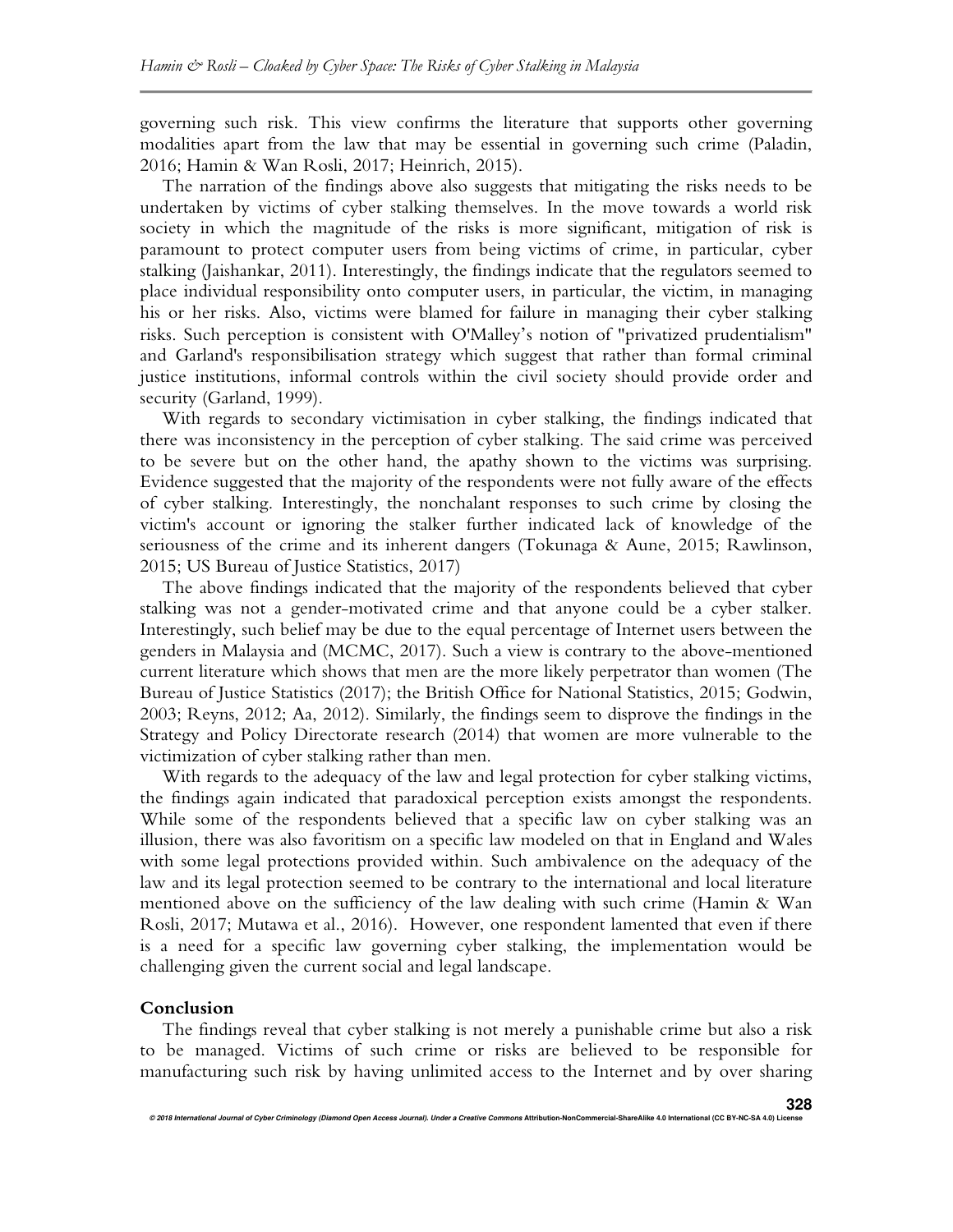governing such risk. This view confirms the literature that supports other governing modalities apart from the law that may be essential in governing such crime (Paladin, 2016; Hamin & Wan Rosli, 2017; Heinrich, 2015).

The narration of the findings above also suggests that mitigating the risks needs to be undertaken by victims of cyber stalking themselves. In the move towards a world risk society in which the magnitude of the risks is more significant, mitigation of risk is paramount to protect computer users from being victims of crime, in particular, cyber stalking (Jaishankar, 2011). Interestingly, the findings indicate that the regulators seemed to place individual responsibility onto computer users, in particular, the victim, in managing his or her risks. Also, victims were blamed for failure in managing their cyber stalking risks. Such perception is consistent with O'Malley's notion of "privatized prudentialism" and Garland's responsibilisation strategy which suggest that rather than formal criminal justice institutions, informal controls within the civil society should provide order and security (Garland, 1999).

With regards to secondary victimisation in cyber stalking, the findings indicated that there was inconsistency in the perception of cyber stalking. The said crime was perceived to be severe but on the other hand, the apathy shown to the victims was surprising. Evidence suggested that the majority of the respondents were not fully aware of the effects of cyber stalking. Interestingly, the nonchalant responses to such crime by closing the victim's account or ignoring the stalker further indicated lack of knowledge of the seriousness of the crime and its inherent dangers (Tokunaga & Aune, 2015; Rawlinson, 2015; US Bureau of Justice Statistics, 2017)

The above findings indicated that the majority of the respondents believed that cyber stalking was not a gender-motivated crime and that anyone could be a cyber stalker. Interestingly, such belief may be due to the equal percentage of Internet users between the genders in Malaysia and (MCMC, 2017). Such a view is contrary to the above-mentioned current literature which shows that men are the more likely perpetrator than women (The Bureau of Justice Statistics (2017); the British Office for National Statistics, 2015; Godwin, 2003; Reyns, 2012; Aa, 2012). Similarly, the findings seem to disprove the findings in the Strategy and Policy Directorate research (2014) that women are more vulnerable to the victimization of cyber stalking rather than men.

With regards to the adequacy of the law and legal protection for cyber stalking victims, the findings again indicated that paradoxical perception exists amongst the respondents. While some of the respondents believed that a specific law on cyber stalking was an illusion, there was also favoritism on a specific law modeled on that in England and Wales with some legal protections provided within. Such ambivalence on the adequacy of the law and its legal protection seemed to be contrary to the international and local literature mentioned above on the sufficiency of the law dealing with such crime (Hamin & Wan Rosli, 2017; Mutawa et al., 2016). However, one respondent lamented that even if there is a need for a specific law governing cyber stalking, the implementation would be challenging given the current social and legal landscape.

## Conclusion

The findings reveal that cyber stalking is not merely a punishable crime but also a risk to be managed. Victims of such crime or risks are believed to be responsible for manufacturing such risk by having unlimited access to the Internet and by over sharing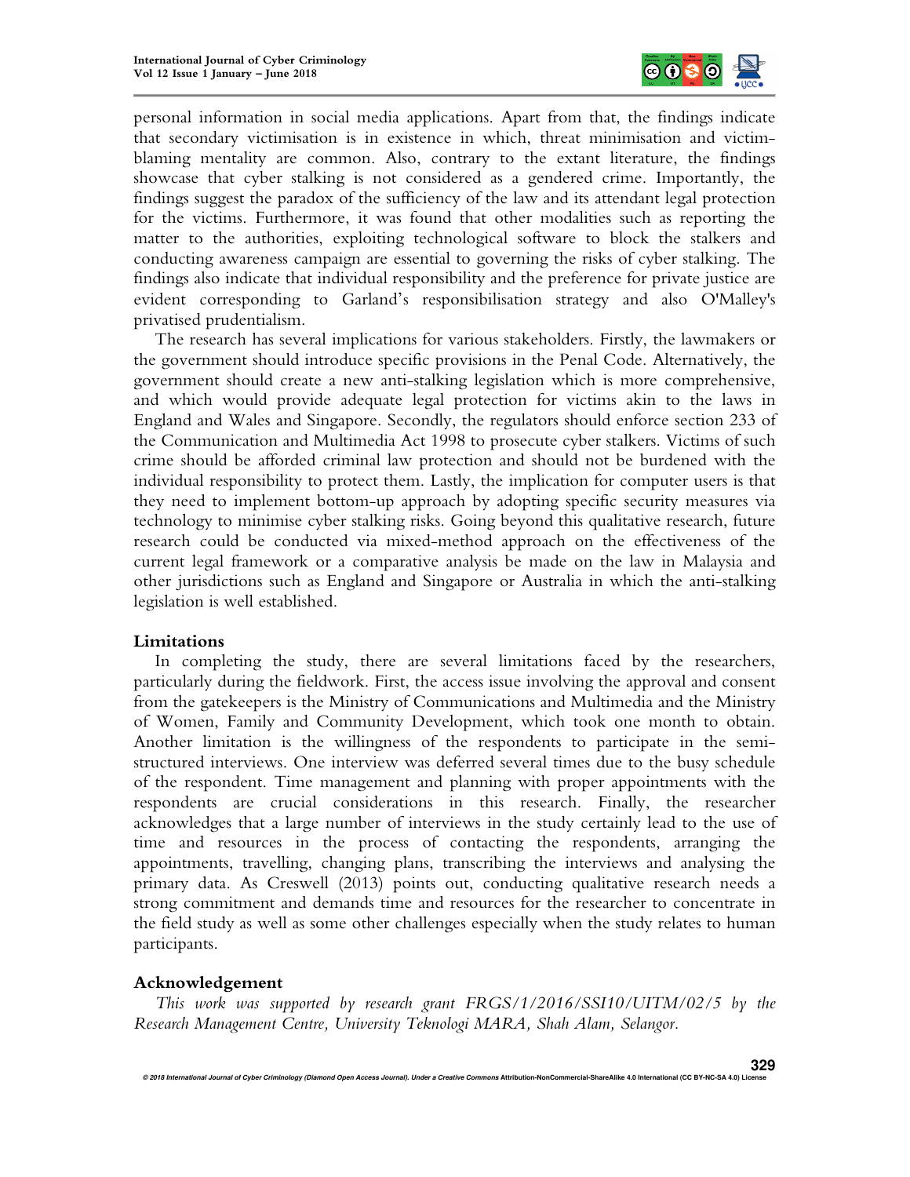personal information in social media applications. Apart from that, the findings indicate that secondary victimisation is in existence in which, threat minimisation and victim-blaming mentality are common. Also, contrary to the extant literature, the findings showcase that cyber stalking is not considered as a gendered crime. Importantly, the findings suggest the paradox of the sufficiency of the law and its attendant legal protection for the victims. Furthermore, it was found that other modalities such as reporting the matter to the authorities, exploiting technological software to block the stalkers and conducting awareness campaign are essential to governing the risks of cyber stalking. The findings also indicate that individual responsibility and the preference for private justice are evident corresponding to Garland's responsibilisation strategy and also O'Malley's privatised prudentialism.

The research has several implications for various stakeholders. Firstly, the lawmakers or the government should introduce specific provisions in the Penal Code. Alternatively, the government should create a new anti-stalking legislation which is more comprehensive, and which would provide adequate legal protection for victims akin to the laws in England and Wales and Singapore. Secondly, the regulators should enforce section 233 of the Communication and Multimedia Act 1998 to prosecute cyber stalkers. Victims of such crime should be afforded criminal law protection and should not be burdened with the individual responsibility to protect them. Lastly, the implication for computer users is that they need to implement bottom-up approach by adopting specific security measures via technology to minimise cyber stalking risks. Going beyond this qualitative research, future research could be conducted via mixed-method approach on the effectiveness of the current legal framework or a comparative analysis be made on the law in Malaysia and other jurisdictions such as England and Singapore or Australia in which the anti-stalking legislation is well established.

## Limitations

In completing the study, there are several limitations faced by the researchers, particularly during the fieldwork. First, the access issue involving the approval and consent from the gatekeepers is the Ministry of Communications and Multimedia and the Ministry of Women, Family and Community Development, which took one month to obtain. Another limitation is the willingness of the respondents to participate in the semi-structured interviews. One interview was deferred several times due to the busy schedule of the respondent. Time management and planning with proper appointments with the respondents are crucial considerations in this research. Finally, the researcher acknowledges that a large number of interviews in the study certainly lead to the use of time and resources in the process of contacting the respondents, arranging the appointments, travelling, changing plans, transcribing the interviews and analysing the primary data. As Creswell (2013) points out, conducting qualitative research needs a strong commitment and demands time and resources for the researcher to concentrate in the field study as well as some other challenges especially when the study relates to human participants.

## Acknowledgement

*This work was supported by research grant FRGS/1/2016/SSI10/UITM/02/5 by the Research Management Centre, University Teknologi MARA, Shah Alam, Selangor.*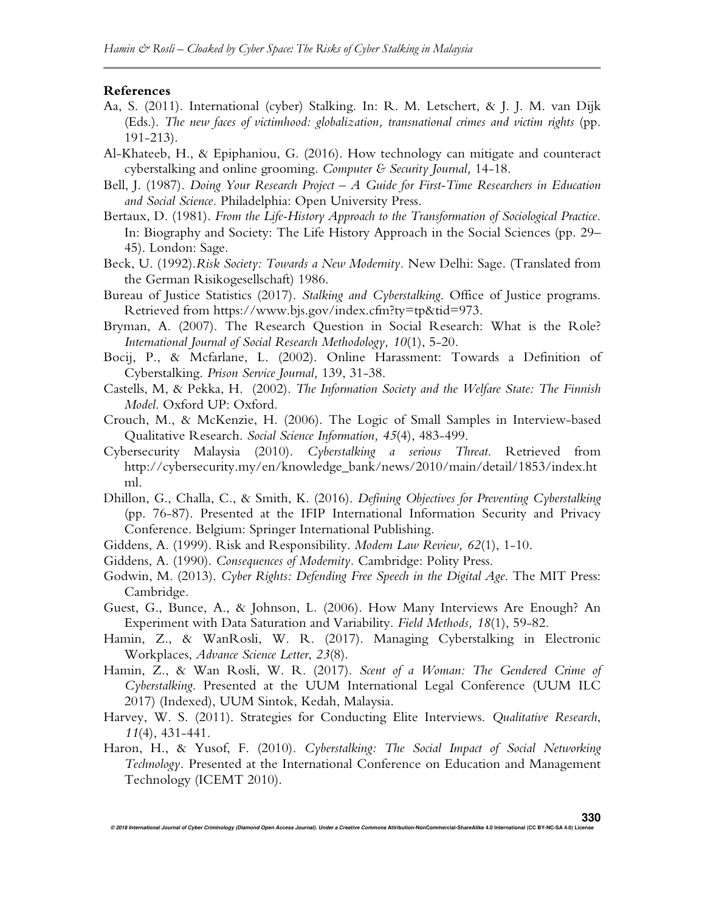### References

Aa, S. (2011). International (cyber) Stalking. In: R. M. Letschert, & J. J. M. van Dijk (Eds.). *The new faces of victimhood: globalization, transnational crimes and victim rights* (pp. 191-213).

Al-Khateeb, H., & Epiphaniou, G. (2016). How technology can mitigate and counteract cyberstalking and online grooming. *Computer & Security Journal,* 14-18.

Bell, J. (1987). *Doing Your Research Project – A Guide for First-Time Researchers in Education and Social Science.* Philadelphia: Open University Press.

Bertaux, D. (1981). *From the Life-History Approach to the Transformation of Sociological Practice.* In: Biography and Society: The Life History Approach in the Social Sciences (pp. 29–45). London: Sage.

Beck, U. (1992).*Risk Society: Towards a New Modernity.* New Delhi: Sage. (Translated from the German Risikogesellschaft) 1986.

Bureau of Justice Statistics (2017). *Stalking and Cyberstalking.* Office of Justice programs. Retrieved from https://www.bjs.gov/index.cfm?ty=tp&tid=973.

Bryman, A. (2007). The Research Question in Social Research: What is the Role? *International Journal of Social Research Methodology, 10*(1), 5-20.

Bocij, P., & Mcfarlane, L. (2002). Online Harassment: Towards a Definition of Cyberstalking. *Prison Service Journal,* 139, 31-38.

Castells, M, & Pekka, H. (2002). *The Information Society and the Welfare State: The Finnish Model.* Oxford UP: Oxford.

Crouch, M., & McKenzie, H. (2006). The Logic of Small Samples in Interview-based Qualitative Research. *Social Science Information, 45*(4), 483-499.

Cybersecurity Malaysia (2010). *Cyberstalking a serious Threat.* Retrieved from http://cybersecurity.my/en/knowledge_bank/news/2010/main/detail/1853/index.html.

Dhillon, G., Challa, C., & Smith, K. (2016). *Defining Objectives for Preventing Cyberstalking* (pp. 76-87). Presented at the IFIP International Information Security and Privacy Conference. Belgium: Springer International Publishing.

Giddens, A. (1999). Risk and Responsibility. *Modern Law Review, 62*(1), 1-10.

Giddens, A. (1990). *Consequences of Modernity.* Cambridge: Polity Press.

Godwin, M. (2013). *Cyber Rights: Defending Free Speech in the Digital Age.* The MIT Press: Cambridge.

Guest, G., Bunce, A., & Johnson, L. (2006). How Many Interviews Are Enough? An Experiment with Data Saturation and Variability. *Field Methods, 18*(1), 59-82.

Hamin, Z., & WanRosli, W. R. (2017). Managing Cyberstalking in Electronic Workplaces, *Advance Science Letter*, *23*(8).

Hamin, Z., & Wan Rosli, W. R. (2017). *Scent of a Woman: The Gendered Crime of Cyberstalking.* Presented at the UUM International Legal Conference (UUM ILC 2017) (Indexed), UUM Sintok, Kedah, Malaysia.

Harvey, W. S. (2011). Strategies for Conducting Elite Interviews. *Qualitative Research*, *11*(4), 431-441.

Haron, H., & Yusof, F. (2010). *Cyberstalking: The Social Impact of Social Networking Technology.* Presented at the International Conference on Education and Management Technology (ICEMT 2010).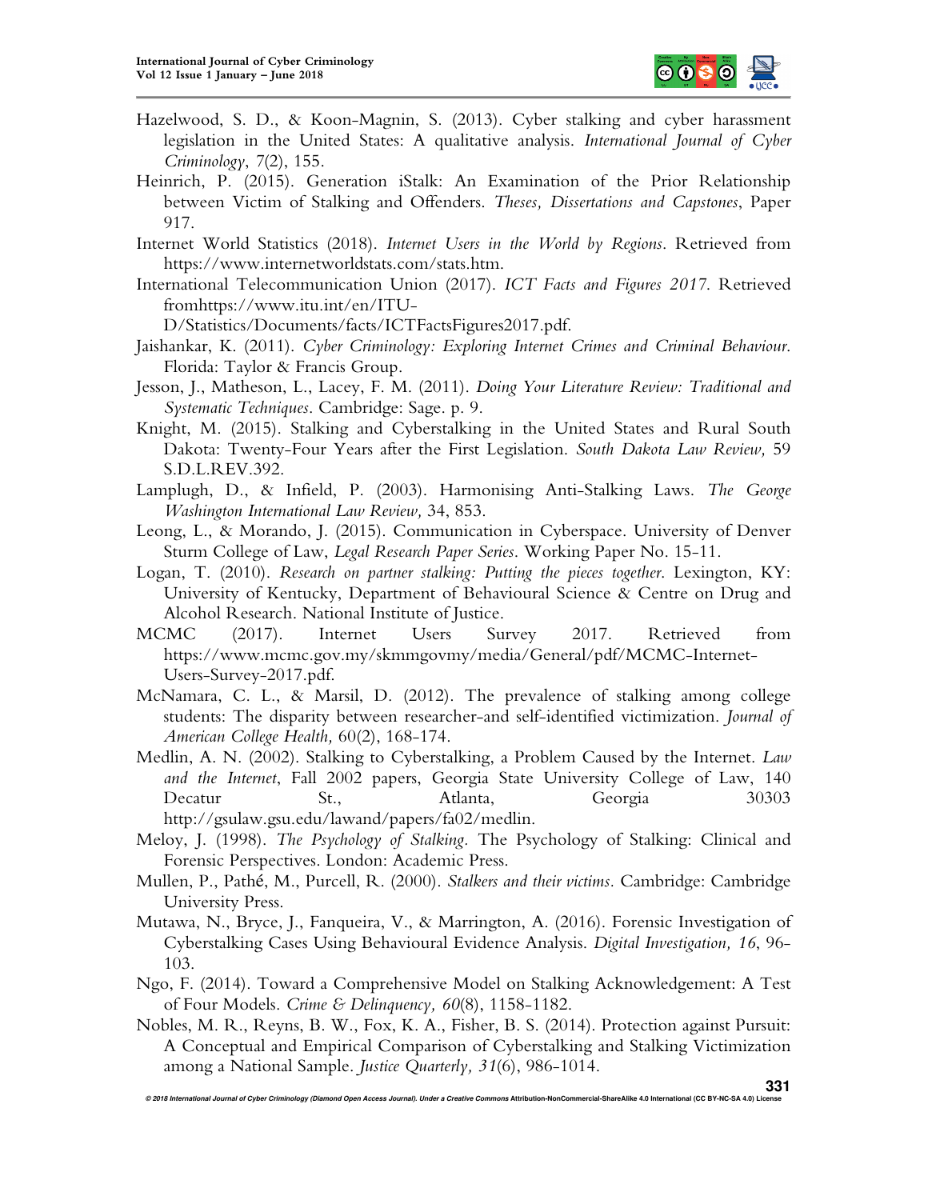Hazelwood, S. D., & Koon-Magnin, S. (2013). Cyber stalking and cyber harassment legislation in the United States: A qualitative analysis. *International Journal of Cyber Criminology*, 7(2), 155.

Heinrich, P. (2015). Generation iStalk: An Examination of the Prior Relationship between Victim of Stalking and Offenders. *Theses, Dissertations and Capstones*, Paper 917.

Internet World Statistics (2018). *Internet Users in the World by Regions*. Retrieved from https://www.internetworldstats.com/stats.htm.

International Telecommunication Union (2017). *ICT Facts and Figures 2017*. Retrieved fromhttps://www.itu.int/en/ITU-D/Statistics/Documents/facts/ICTFactsFigures2017.pdf.

Jaishankar, K. (2011). *Cyber Criminology: Exploring Internet Crimes and Criminal Behaviour*. Florida: Taylor & Francis Group.

Jesson, J., Matheson, L., Lacey, F. M. (2011). *Doing Your Literature Review: Traditional and Systematic Techniques*. Cambridge: Sage. p. 9.

Knight, M. (2015). Stalking and Cyberstalking in the United States and Rural South Dakota: Twenty-Four Years after the First Legislation. *South Dakota Law Review,* 59 S.D.L.REV.392.

Lamplugh, D., & Infield, P. (2003). Harmonising Anti-Stalking Laws. *The George Washington International Law Review,* 34, 853.

Leong, L., & Morando, J. (2015). Communication in Cyberspace. University of Denver Sturm College of Law, *Legal Research Paper Series*. Working Paper No. 15-11.

Logan, T. (2010). *Research on partner stalking: Putting the pieces together*. Lexington, KY: University of Kentucky, Department of Behavioural Science & Centre on Drug and Alcohol Research. National Institute of Justice.

MCMC (2017). Internet Users Survey 2017. Retrieved from https://www.mcmc.gov.my/skmmgovmy/media/General/pdf/MCMC-Internet-Users-Survey-2017.pdf.

McNamara, C. L., & Marsil, D. (2012). The prevalence of stalking among college students: The disparity between researcher-and self-identified victimization. *Journal of American College Health,* 60(2), 168-174.

Medlin, A. N. (2002). Stalking to Cyberstalking, a Problem Caused by the Internet. *Law and the Internet*, Fall 2002 papers, Georgia State University College of Law, 140 Decatur St., Atlanta, Georgia 30303 http://gsulaw.gsu.edu/lawand/papers/fa02/medlin.

Meloy, J. (1998). *The Psychology of Stalking.* The Psychology of Stalking: Clinical and Forensic Perspectives. London: Academic Press.

Mullen, P., Pathé, M., Purcell, R. (2000). *Stalkers and their victims.* Cambridge: Cambridge University Press.

Mutawa, N., Bryce, J., Fanqueira, V., & Marrington, A. (2016). Forensic Investigation of Cyberstalking Cases Using Behavioural Evidence Analysis. *Digital Investigation, 16*, 96-103.

Ngo, F. (2014). Toward a Comprehensive Model on Stalking Acknowledgement: A Test of Four Models. *Crime & Delinquency, 60*(8), 1158-1182.

Nobles, M. R., Reyns, B. W., Fox, K. A., Fisher, B. S. (2014). Protection against Pursuit: A Conceptual and Empirical Comparison of Cyberstalking and Stalking Victimization among a National Sample. *Justice Quarterly, 31*(6), 986-1014.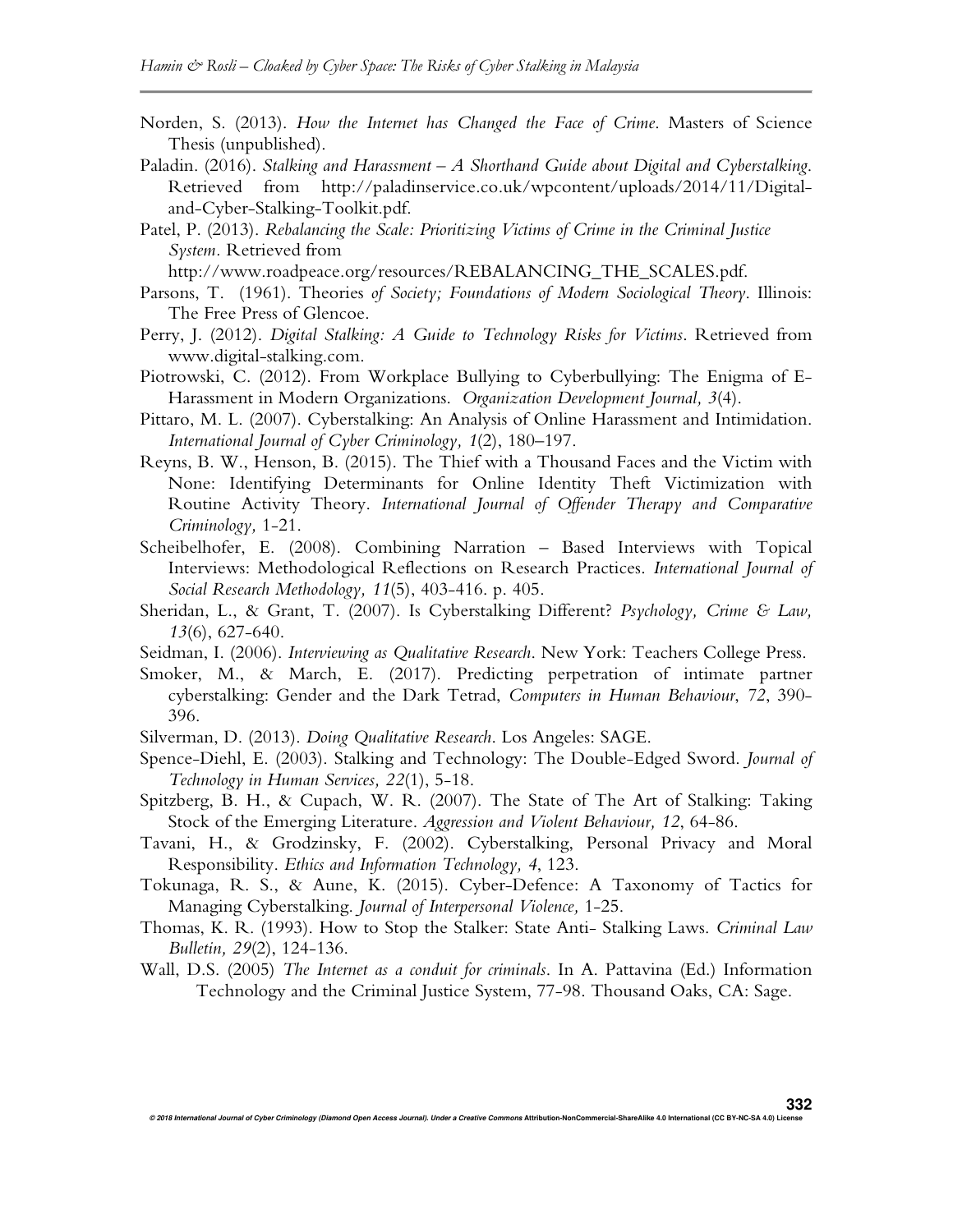Norden, S. (2013). *How the Internet has Changed the Face of Crime*. Masters of Science Thesis (unpublished).

Paladin. (2016). *Stalking and Harassment – A Shorthand Guide about Digital and Cyberstalking*. Retrieved from http://paladinservice.co.uk/wpcontent/uploads/2014/11/Digital-and-Cyber-Stalking-Toolkit.pdf.

Patel, P. (2013). *Rebalancing the Scale: Prioritizing Victims of Crime in the Criminal Justice System*. Retrieved from http://www.roadpeace.org/resources/REBALANCING_THE_SCALES.pdf.

Parsons, T. (1961). Theories *of Society; Foundations of Modern Sociological Theory*. Illinois: The Free Press of Glencoe.

Perry, J. (2012). *Digital Stalking: A Guide to Technology Risks for Victims*. Retrieved from www.digital-stalking.com.

Piotrowski, C. (2012). From Workplace Bullying to Cyberbullying: The Enigma of E-Harassment in Modern Organizations. *Organization Development Journal, 3*(4).

Pittaro, M. L. (2007). Cyberstalking: An Analysis of Online Harassment and Intimidation. *International Journal of Cyber Criminology, 1*(2), 180–197.

Reyns, B. W., Henson, B. (2015). The Thief with a Thousand Faces and the Victim with None: Identifying Determinants for Online Identity Theft Victimization with Routine Activity Theory. *International Journal of Offender Therapy and Comparative Criminology,* 1-21.

Scheibelhofer, E. (2008). Combining Narration – Based Interviews with Topical Interviews: Methodological Reflections on Research Practices. *International Journal of Social Research Methodology, 11*(5), 403-416. p. 405.

Sheridan, L., & Grant, T. (2007). Is Cyberstalking Different? *Psychology, Crime & Law, 13*(6), 627-640.

Seidman, I. (2006). *Interviewing as Qualitative Research*. New York: Teachers College Press.

Smoker, M., & March, E. (2017). Predicting perpetration of intimate partner cyberstalking: Gender and the Dark Tetrad, *Computers in Human Behaviour*, *72*, 390-396.

Silverman, D. (2013). *Doing Qualitative Research*. Los Angeles: SAGE.

Spence-Diehl, E. (2003). Stalking and Technology: The Double-Edged Sword. *Journal of Technology in Human Services, 22*(1), 5-18.

Spitzberg, B. H., & Cupach, W. R. (2007). The State of The Art of Stalking: Taking Stock of the Emerging Literature. *Aggression and Violent Behaviour, 12*, 64-86.

Tavani, H., & Grodzinsky, F. (2002). Cyberstalking, Personal Privacy and Moral Responsibility. *Ethics and Information Technology, 4*, 123.

Tokunaga, R. S., & Aune, K. (2015). Cyber-Defence: A Taxonomy of Tactics for Managing Cyberstalking. *Journal of Interpersonal Violence,* 1-25.

Thomas, K. R. (1993). How to Stop the Stalker: State Anti- Stalking Laws. *Criminal Law Bulletin, 29*(2), 124-136.

Wall, D.S. (2005) *The Internet as a conduit for criminals*. In A. Pattavina (Ed.) Information Technology and the Criminal Justice System, 77-98. Thousand Oaks, CA: Sage.